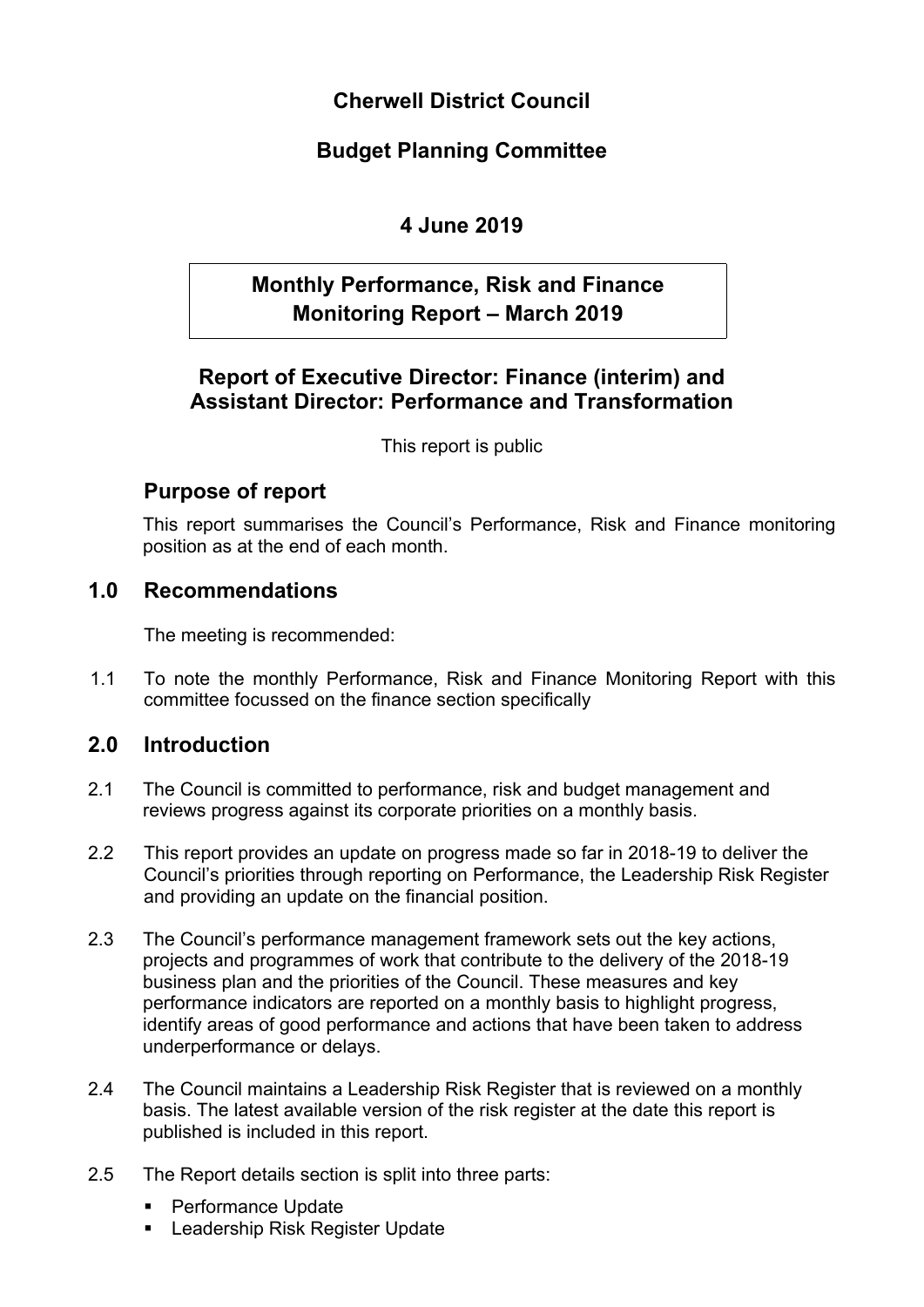# Cherwell District Council

## Budget Planning Committee

## 4 June 2019

## Monthly Performance, Risk and Finance Monitoring Report – March 2019

## Report of Executive Director: Finance (interim) and Assistant Director: Performance and Transformation

This report is public

## Purpose of report

This report summarises the Council's Performance, Risk and Finance monitoring position as at the end of each month.

## 1.0 Recommendations

The meeting is recommended:

1.1 To note the monthly Performance, Risk and Finance Monitoring Report with this committee focussed on the finance section specifically

## 2.0 Introduction

2.1 The Council is committed to performance, risk and budget management and reviews progress against its corporate priorities on a monthly basis.

2.2 This report provides an update on progress made so far in 2018-19 to deliver the Council's priorities through reporting on Performance, the Leadership Risk Register and providing an update on the financial position.

2.3 The Council's performance management framework sets out the key actions, projects and programmes of work that contribute to the delivery of the 2018-19 business plan and the priorities of the Council. These measures and key performance indicators are reported on a monthly basis to highlight progress, identify areas of good performance and actions that have been taken to address underperformance or delays.

2.4 The Council maintains a Leadership Risk Register that is reviewed on a monthly basis. The latest available version of the risk register at the date this report is published is included in this report.

2.5 The Report details section is split into three parts:

- Performance Update
- Leadership Risk Register Update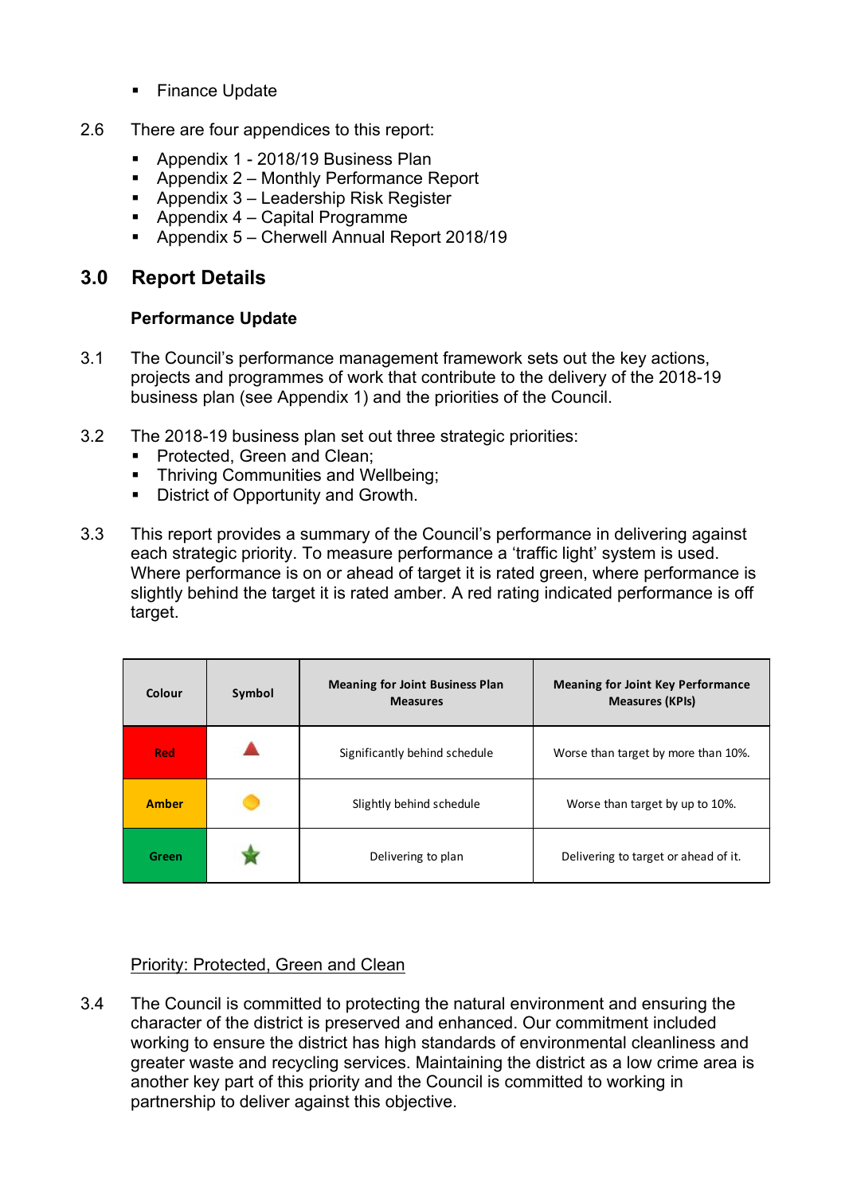- Finance Update

2.6 There are four appendices to this report:

- Appendix 1 - 2018/19 Business Plan
- Appendix 2 – Monthly Performance Report
- Appendix 3 – Leadership Risk Register
- Appendix 4 – Capital Programme
- Appendix 5 – Cherwell Annual Report 2018/19

## 3.0 Report Details

**Performance Update**

3.1 The Council's performance management framework sets out the key actions, projects and programmes of work that contribute to the delivery of the 2018-19 business plan (see Appendix 1) and the priorities of the Council.

3.2 The 2018-19 business plan set out three strategic priorities:

- Protected, Green and Clean;
- Thriving Communities and Wellbeing;
- District of Opportunity and Growth.

3.3 This report provides a summary of the Council's performance in delivering against each strategic priority. To measure performance a 'traffic light' system is used. Where performance is on or ahead of target it is rated green, where performance is slightly behind the target it is rated amber. A red rating indicated performance is off target.

| Colour | Symbol | Meaning for Joint Business Plan Measures | Meaning for Joint Key Performance Measures (KPIs) |
|---|---|---|---|
| Red | ▲ | Significantly behind schedule | Worse than target by more than 10%. |
| Amber | ● | Slightly behind schedule | Worse than target by up to 10%. |
| Green | ★ | Delivering to plan | Delivering to target or ahead of it. |

Priority: Protected, Green and Clean

3.4 The Council is committed to protecting the natural environment and ensuring the character of the district is preserved and enhanced. Our commitment included working to ensure the district has high standards of environmental cleanliness and greater waste and recycling services. Maintaining the district as a low crime area is another key part of this priority and the Council is committed to working in partnership to deliver against this objective.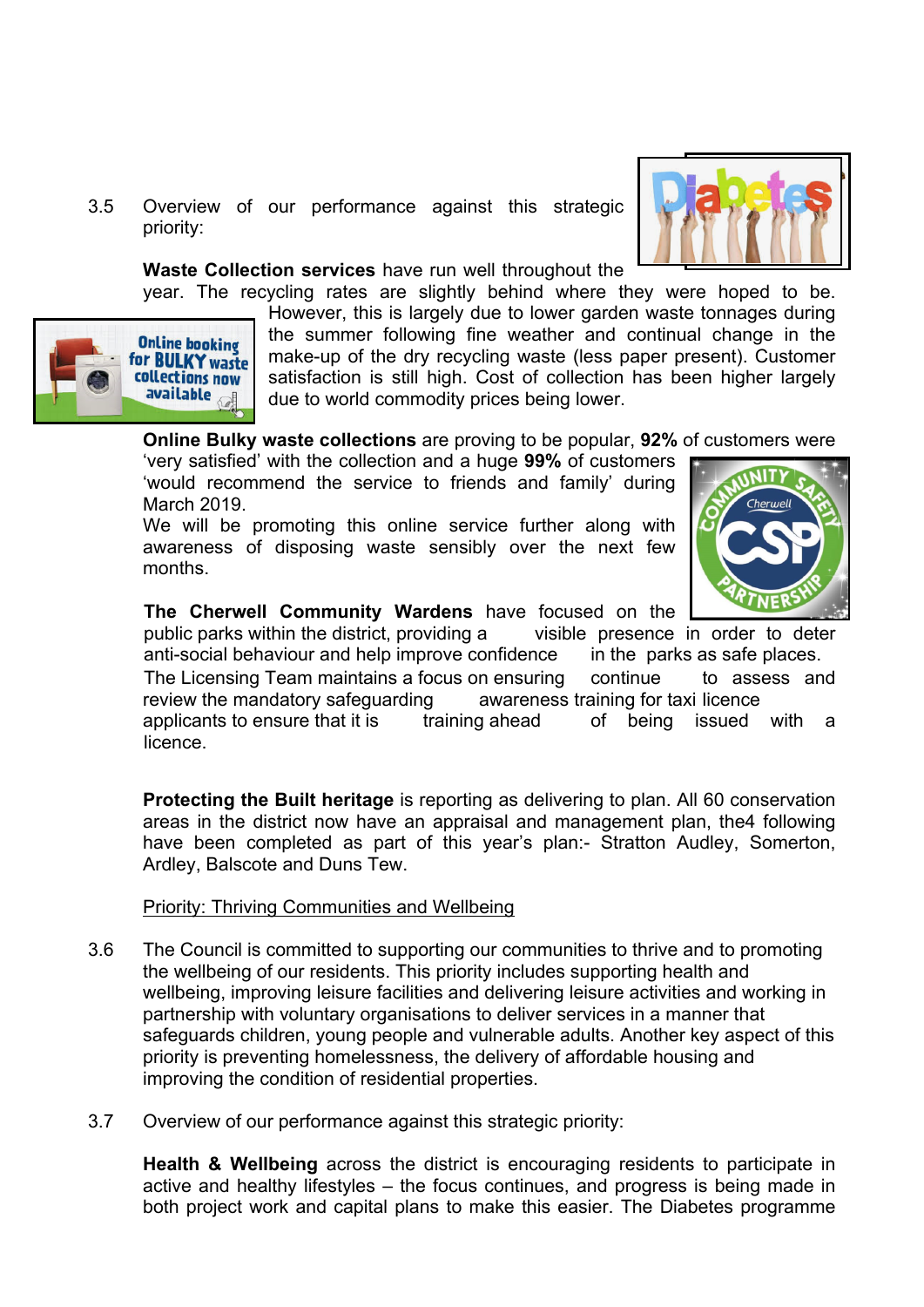3.5 Overview of our performance against this strategic priority:

**Waste Collection services** have run well throughout the year. The recycling rates are slightly behind where they were hoped to be. However, this is largely due to lower garden waste tonnages during the summer following fine weather and continual change in the make-up of the dry recycling waste (less paper present). Customer satisfaction is still high. Cost of collection has been higher largely due to world commodity prices being lower.

**Online Bulky waste collections** are proving to be popular, **92%** of customers were 'very satisfied' with the collection and a huge **99%** of customers 'would recommend the service to friends and family' during March 2019.
We will be promoting this online service further along with awareness of disposing waste sensibly over the next few months.

**The Cherwell Community Wardens** have focused on the public parks within the district, providing a visible presence in order to deter anti-social behaviour and help improve confidence in the parks as safe places.
The Licensing Team maintains a focus on ensuring continue to assess and review the mandatory safeguarding awareness training for taxi licence applicants to ensure that it is training ahead of being issued with a licence.

**Protecting the Built heritage** is reporting as delivering to plan. All 60 conservation areas in the district now have an appraisal and management plan, the4 following have been completed as part of this year's plan:- Stratton Audley, Somerton, Ardley, Balscote and Duns Tew.

Priority: Thriving Communities and Wellbeing

3.6 The Council is committed to supporting our communities to thrive and to promoting the wellbeing of our residents. This priority includes supporting health and wellbeing, improving leisure facilities and delivering leisure activities and working in partnership with voluntary organisations to deliver services in a manner that safeguards children, young people and vulnerable adults. Another key aspect of this priority is preventing homelessness, the delivery of affordable housing and improving the condition of residential properties.

3.7 Overview of our performance against this strategic priority:

**Health & Wellbeing** across the district is encouraging residents to participate in active and healthy lifestyles – the focus continues, and progress is being made in both project work and capital plans to make this easier. The Diabetes programme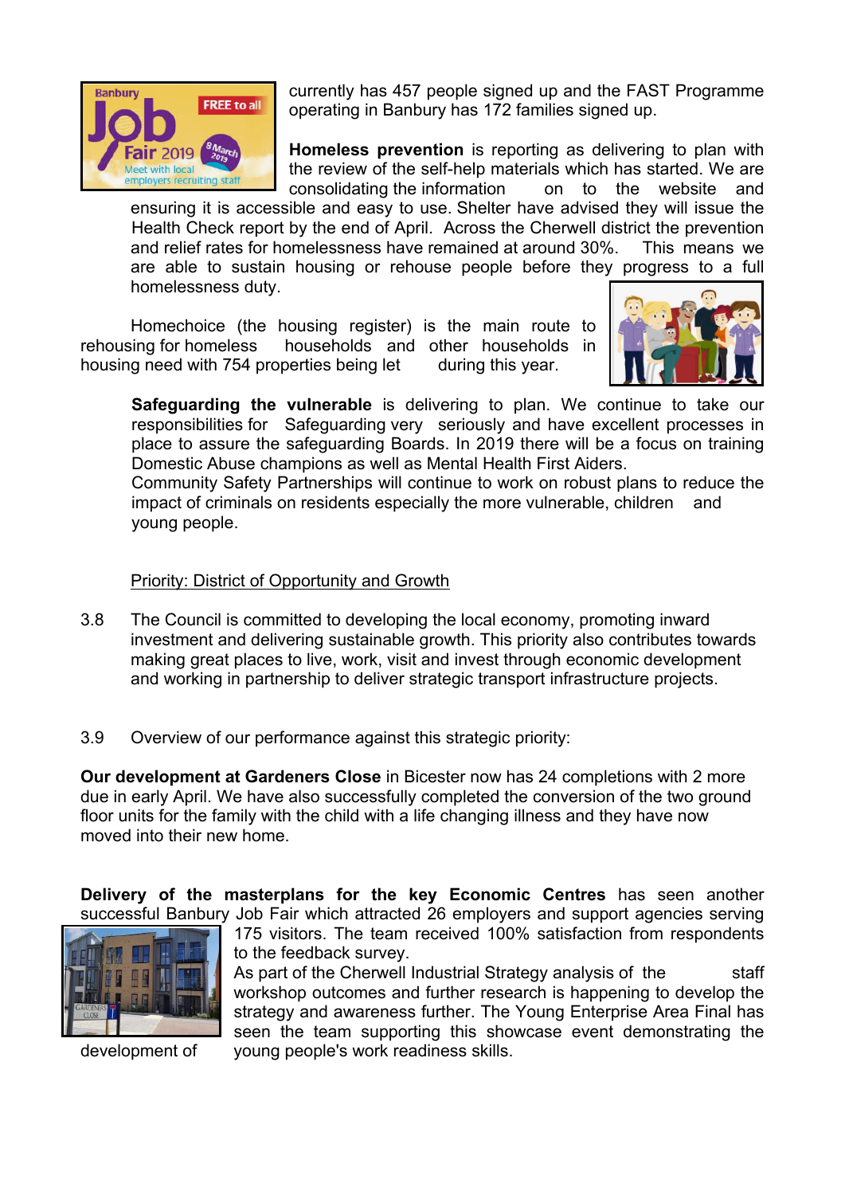currently has 457 people signed up and the FAST Programme operating in Banbury has 172 families signed up.

**Homeless prevention** is reporting as delivering to plan with the review of the self-help materials which has started. We are consolidating the information on to the website and ensuring it is accessible and easy to use. Shelter have advised they will issue the Health Check report by the end of April. Across the Cherwell district the prevention and relief rates for homelessness have remained at around 30%. This means we are able to sustain housing or rehouse people before they progress to a full homelessness duty.

Homechoice (the housing register) is the main route to rehousing for homeless households and other households in housing need with 754 properties being let during this year.

**Safeguarding the vulnerable** is delivering to plan. We continue to take our responsibilities for Safeguarding very seriously and have excellent processes in place to assure the safeguarding Boards. In 2019 there will be a focus on training Domestic Abuse champions as well as Mental Health First Aiders.
Community Safety Partnerships will continue to work on robust plans to reduce the impact of criminals on residents especially the more vulnerable, children and young people.

<u>Priority: District of Opportunity and Growth</u>

3.8 The Council is committed to developing the local economy, promoting inward investment and delivering sustainable growth. This priority also contributes towards making great places to live, work, visit and invest through economic development and working in partnership to deliver strategic transport infrastructure projects.

3.9 Overview of our performance against this strategic priority:

**Our development at Gardeners Close** in Bicester now has 24 completions with 2 more due in early April. We have also successfully completed the conversion of the two ground floor units for the family with the child with a life changing illness and they have now moved into their new home.

**Delivery of the masterplans for the key Economic Centres** has seen another successful Banbury Job Fair which attracted 26 employers and support agencies serving 175 visitors. The team received 100% satisfaction from respondents to the feedback survey.
As part of the Cherwell Industrial Strategy analysis of the staff workshop outcomes and further research is happening to develop the strategy and awareness further. The Young Enterprise Area Final has seen the team supporting this showcase event demonstrating the development of young people's work readiness skills.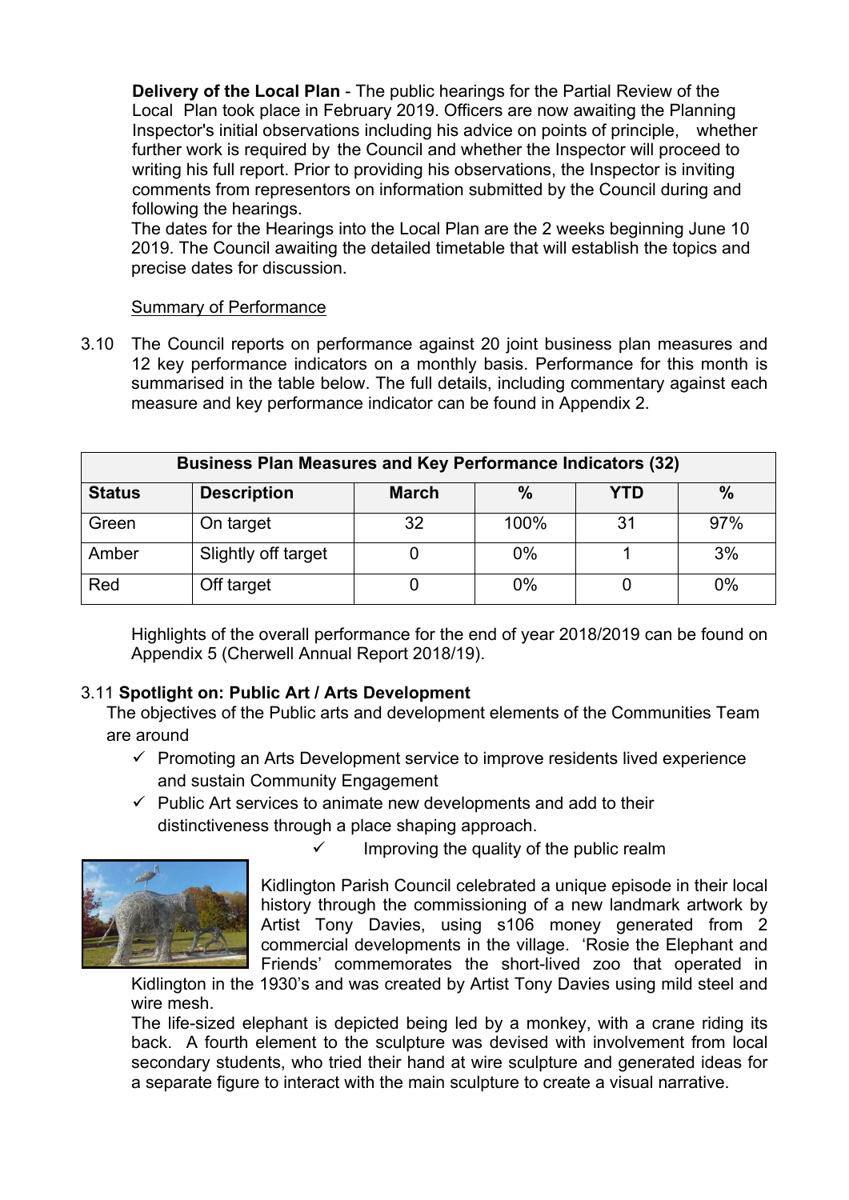**Delivery of the Local Plan** - The public hearings for the Partial Review of the Local Plan took place in February 2019. Officers are now awaiting the Planning Inspector's initial observations including his advice on points of principle, whether further work is required by the Council and whether the Inspector will proceed to writing his full report. Prior to providing his observations, the Inspector is inviting comments from representors on information submitted by the Council during and following the hearings.

The dates for the Hearings into the Local Plan are the 2 weeks beginning June 10 2019. The Council awaiting the detailed timetable that will establish the topics and precise dates for discussion.

Summary of Performance

3.10 The Council reports on performance against 20 joint business plan measures and 12 key performance indicators on a monthly basis. Performance for this month is summarised in the table below. The full details, including commentary against each measure and key performance indicator can be found in Appendix 2.

| Business Plan Measures and Key Performance Indicators (32) | | | | | |
|---|---|---|---|---|---|
| **Status** | **Description** | **March** | **%** | **YTD** | **%** |
| Green | On target | 32 | 100% | 31 | 97% |
| Amber | Slightly off target | 0 | 0% | 1 | 3% |
| Red | Off target | 0 | 0% | 0 | 0% |

Highlights of the overall performance for the end of year 2018/2019 can be found on Appendix 5 (Cherwell Annual Report 2018/19).

3.11 **Spotlight on: Public Art / Arts Development**

The objectives of the Public arts and development elements of the Communities Team are around

- ✓ Promoting an Arts Development service to improve residents lived experience and sustain Community Engagement
- ✓ Public Art services to animate new developments and add to their distinctiveness through a place shaping approach.
- ✓ Improving the quality of the public realm

Kidlington Parish Council celebrated a unique episode in their local history through the commissioning of a new landmark artwork by Artist Tony Davies, using s106 money generated from 2 commercial developments in the village. 'Rosie the Elephant and Friends' commemorates the short-lived zoo that operated in Kidlington in the 1930's and was created by Artist Tony Davies using mild steel and wire mesh.

The life-sized elephant is depicted being led by a monkey, with a crane riding its back. A fourth element to the sculpture was devised with involvement from local secondary students, who tried their hand at wire sculpture and generated ideas for a separate figure to interact with the main sculpture to create a visual narrative.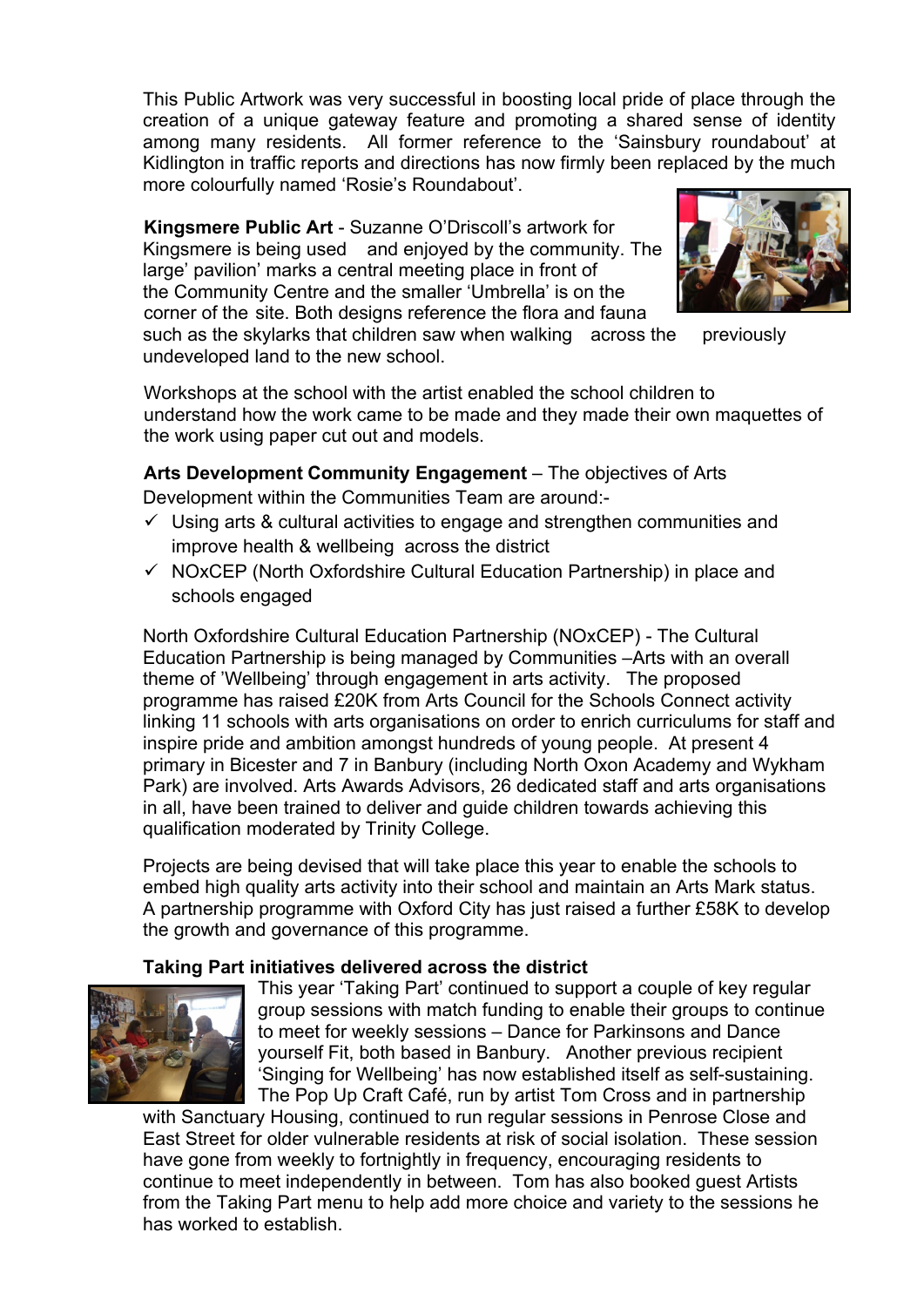This Public Artwork was very successful in boosting local pride of place through the creation of a unique gateway feature and promoting a shared sense of identity among many residents. All former reference to the 'Sainsbury roundabout' at Kidlington in traffic reports and directions has now firmly been replaced by the much more colourfully named 'Rosie's Roundabout'.

**Kingsmere Public Art** - Suzanne O'Driscoll's artwork for Kingsmere is being used and enjoyed by the community. The large' pavilion' marks a central meeting place in front of the Community Centre and the smaller 'Umbrella' is on the corner of the site. Both designs reference the flora and fauna such as the skylarks that children saw when walking across the previously undeveloped land to the new school.

Workshops at the school with the artist enabled the school children to understand how the work came to be made and they made their own maquettes of the work using paper cut out and models.

**Arts Development Community Engagement** – The objectives of Arts Development within the Communities Team are around:-

- ✓ Using arts & cultural activities to engage and strengthen communities and improve health & wellbeing across the district
- ✓ NOxCEP (North Oxfordshire Cultural Education Partnership) in place and schools engaged

North Oxfordshire Cultural Education Partnership (NOxCEP) - The Cultural Education Partnership is being managed by Communities –Arts with an overall theme of 'Wellbeing' through engagement in arts activity. The proposed programme has raised £20K from Arts Council for the Schools Connect activity linking 11 schools with arts organisations on order to enrich curriculums for staff and inspire pride and ambition amongst hundreds of young people. At present 4 primary in Bicester and 7 in Banbury (including North Oxon Academy and Wykham Park) are involved. Arts Awards Advisors, 26 dedicated staff and arts organisations in all, have been trained to deliver and guide children towards achieving this qualification moderated by Trinity College.

Projects are being devised that will take place this year to enable the schools to embed high quality arts activity into their school and maintain an Arts Mark status. A partnership programme with Oxford City has just raised a further £58K to develop the growth and governance of this programme.

**Taking Part initiatives delivered across the district**

This year 'Taking Part' continued to support a couple of key regular group sessions with match funding to enable their groups to continue to meet for weekly sessions – Dance for Parkinsons and Dance yourself Fit, both based in Banbury. Another previous recipient 'Singing for Wellbeing' has now established itself as self-sustaining. The Pop Up Craft Café, run by artist Tom Cross and in partnership with Sanctuary Housing, continued to run regular sessions in Penrose Close and East Street for older vulnerable residents at risk of social isolation. These session have gone from weekly to fortnightly in frequency, encouraging residents to continue to meet independently in between. Tom has also booked guest Artists from the Taking Part menu to help add more choice and variety to the sessions he has worked to establish.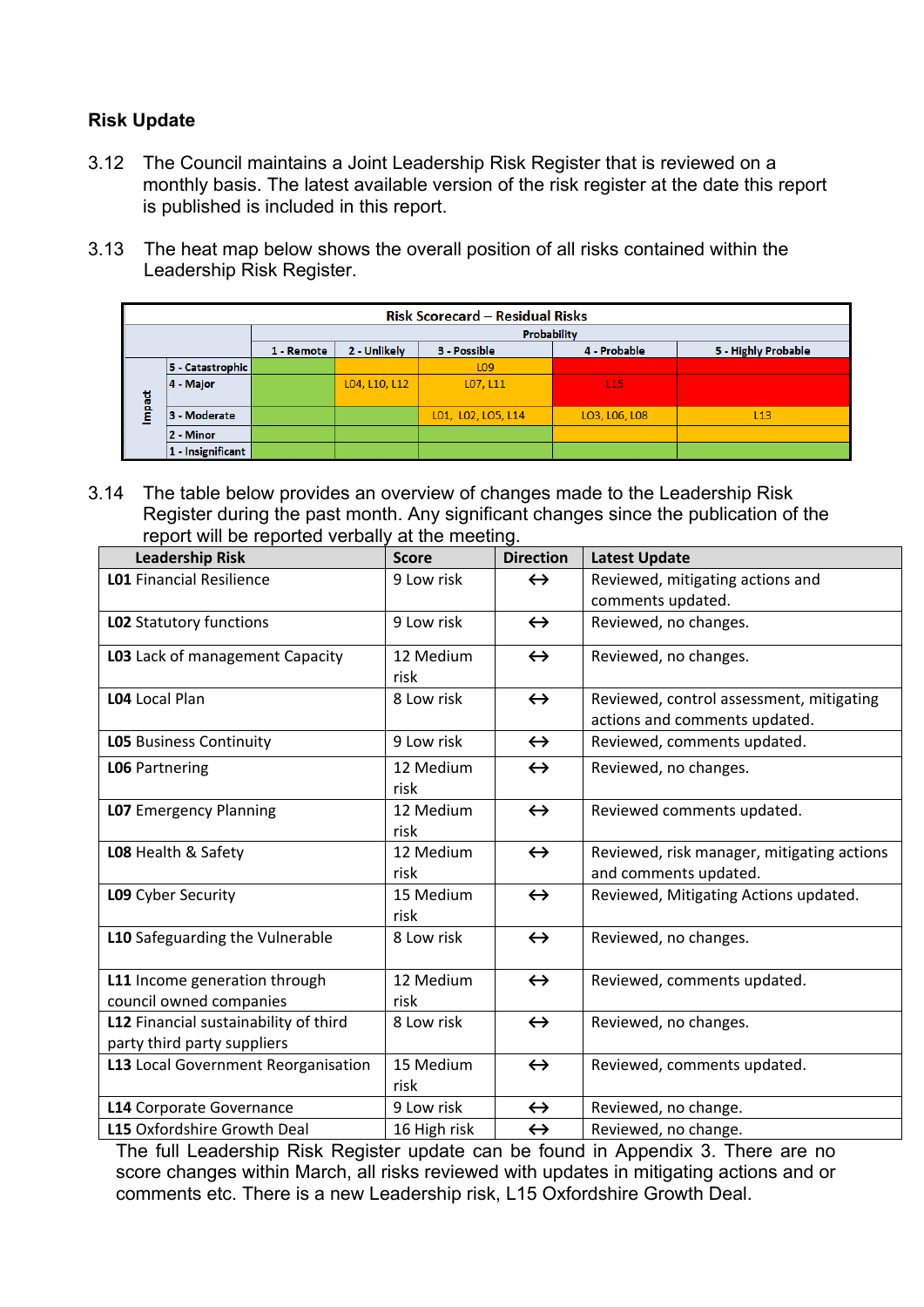## Risk Update

3.12 The Council maintains a Joint Leadership Risk Register that is reviewed on a monthly basis. The latest available version of the risk register at the date this report is published is included in this report.

3.13 The heat map below shows the overall position of all risks contained within the Leadership Risk Register.

| Risk Scorecard – Residual Risks | | | | | | |
|---|---|---|---|---|---|---|
| | | Probability | | | | |
| | | 1 - Remote | 2 - Unlikely | 3 - Possible | 4 - Probable | 5 - Highly Probable |
| Impact | 5 - Catastrophic | | | L09 | | |
| | 4 - Major | | L04, L10, L12 | L07, L11 | L15 | |
| | 3 - Moderate | | | L01, L02, L05, L14 | L03, L06, L08 | L13 |
| | 2 - Minor | | | | | |
| | 1 - Insignificant | | | | | |

3.14 The table below provides an overview of changes made to the Leadership Risk Register during the past month. Any significant changes since the publication of the report will be reported verbally at the meeting.

| Leadership Risk | Score | Direction | Latest Update |
|---|---|---|---|
| **L01** Financial Resilience | 9 Low risk | ↔ | Reviewed, mitigating actions and comments updated. |
| **L02** Statutory functions | 9 Low risk | ↔ | Reviewed, no changes. |
| **L03** Lack of management Capacity | 12 Medium risk | ↔ | Reviewed, no changes. |
| **L04** Local Plan | 8 Low risk | ↔ | Reviewed, control assessment, mitigating actions and comments updated. |
| **L05** Business Continuity | 9 Low risk | ↔ | Reviewed, comments updated. |
| **L06** Partnering | 12 Medium risk | ↔ | Reviewed, no changes. |
| **L07** Emergency Planning | 12 Medium risk | ↔ | Reviewed comments updated. |
| **L08** Health & Safety | 12 Medium risk | ↔ | Reviewed, risk manager, mitigating actions and comments updated. |
| **L09** Cyber Security | 15 Medium risk | ↔ | Reviewed, Mitigating Actions updated. |
| **L10** Safeguarding the Vulnerable | 8 Low risk | ↔ | Reviewed, no changes. |
| **L11** Income generation through council owned companies | 12 Medium risk | ↔ | Reviewed, comments updated. |
| **L12** Financial sustainability of third party third party suppliers | 8 Low risk | ↔ | Reviewed, no changes. |
| **L13** Local Government Reorganisation | 15 Medium risk | ↔ | Reviewed, comments updated. |
| **L14** Corporate Governance | 9 Low risk | ↔ | Reviewed, no change. |
| **L15** Oxfordshire Growth Deal | 16 High risk | ↔ | Reviewed, no change. |

The full Leadership Risk Register update can be found in Appendix 3. There are no score changes within March, all risks reviewed with updates in mitigating actions and or comments etc. There is a new Leadership risk, L15 Oxfordshire Growth Deal.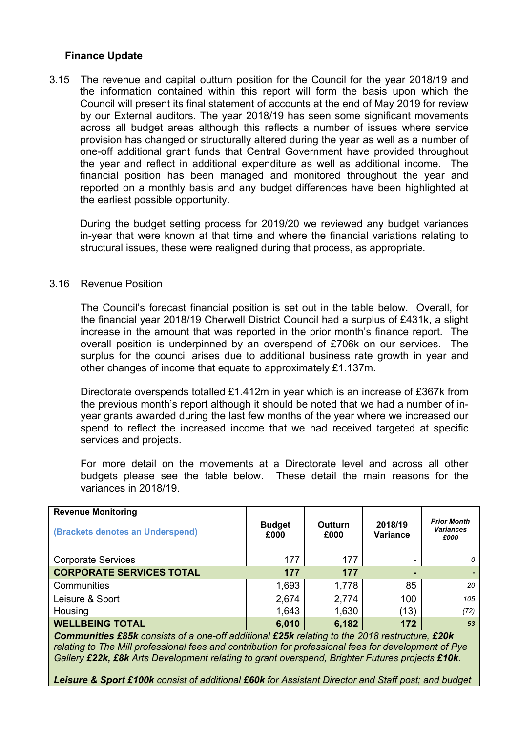**Finance Update**

3.15 The revenue and capital outturn position for the Council for the year 2018/19 and the information contained within this report will form the basis upon which the Council will present its final statement of accounts at the end of May 2019 for review by our External auditors. The year 2018/19 has seen some significant movements across all budget areas although this reflects a number of issues where service provision has changed or structurally altered during the year as well as a number of one-off additional grant funds that Central Government have provided throughout the year and reflect in additional expenditure as well as additional income. The financial position has been managed and monitored throughout the year and reported on a monthly basis and any budget differences have been highlighted at the earliest possible opportunity.

During the budget setting process for 2019/20 we reviewed any budget variances in-year that were known at that time and where the financial variations relating to structural issues, these were realigned during that process, as appropriate.

3.16 Revenue Position

The Council's forecast financial position is set out in the table below. Overall, for the financial year 2018/19 Cherwell District Council had a surplus of £431k, a slight increase in the amount that was reported in the prior month's finance report. The overall position is underpinned by an overspend of £706k on our services. The surplus for the council arises due to additional business rate growth in year and other changes of income that equate to approximately £1.137m.

Directorate overspends totalled £1.412m in year which is an increase of £367k from the previous month's report although it should be noted that we had a number of in-year grants awarded during the last few months of the year where we increased our spend to reflect the increased income that we had received targeted at specific services and projects.

For more detail on the movements at a Directorate level and across all other budgets please see the table below. These detail the main reasons for the variances in 2018/19.

| **Revenue Monitoring**<br>**(Brackets denotes an Underspend)** | **Budget £000** | **Outturn £000** | **2018/19 Variance** | ***Prior Month Variances £000*** |
|---|---|---|---|---|
| Corporate Services | 177 | 177 | - | *0* |
| **CORPORATE SERVICES TOTAL** | **177** | **177** | **-** | **-** |
| Communities | 1,693 | 1,778 | 85 | *20* |
| Leisure & Sport | 2,674 | 2,774 | 100 | *105* |
| Housing | 1,643 | 1,630 | (13) | *(72)* |
| **WELLBEING TOTAL** | **6,010** | **6,182** | **172** | ***53*** |

***Communities £85k*** *consists of a one-off additional* ***£25k*** *relating to the 2018 restructure,* ***£20k*** *relating to The Mill professional fees and contribution for professional fees for development of Pye Gallery* ***£22k, £8k*** *Arts Development relating to grant overspend, Brighter Futures projects* ***£10k.***

***Leisure & Sport £100k*** *consist of additional* ***£60k*** *for Assistant Director and Staff post; and budget*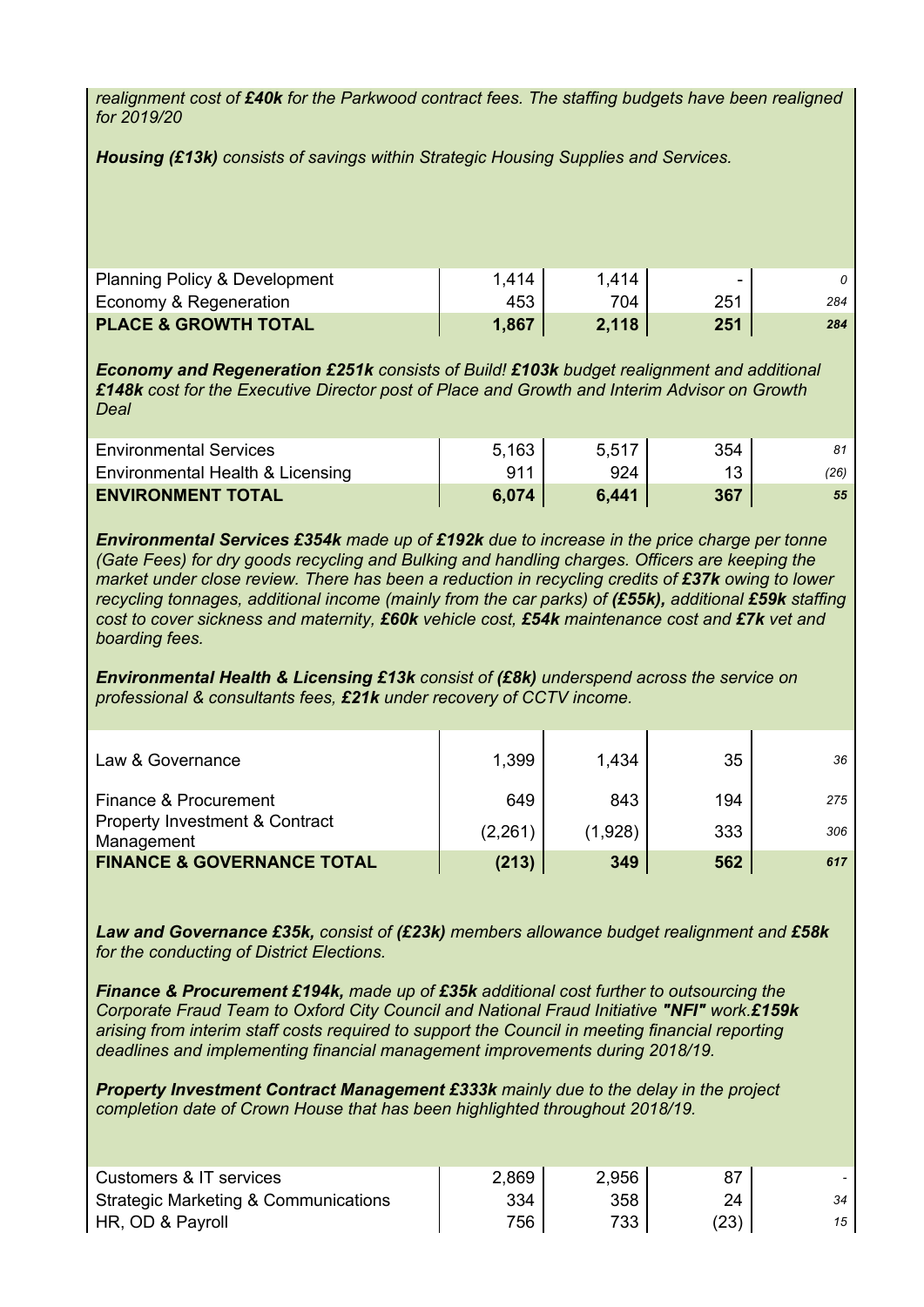*realignment cost of **£40k** for the Parkwood contract fees. The staffing budgets have been realigned for 2019/20*

***Housing (£13k)** consists of savings within Strategic Housing Supplies and Services.*

| | | | | |
|---|---|---|---|---|
| Planning Policy & Development | 1,414 | 1,414 | - | *0* |
| Economy & Regeneration | 453 | 704 | 251 | *284* |
| **PLACE & GROWTH TOTAL** | **1,867** | **2,118** | **251** | ***284*** |

***Economy and Regeneration £251k** consists of Build! **£103k** budget realignment and additional **£148k** cost for the Executive Director post of Place and Growth and Interim Advisor on Growth Deal*

| | | | | |
|---|---|---|---|---|
| Environmental Services | 5,163 | 5,517 | 354 | *81* |
| Environmental Health & Licensing | 911 | 924 | 13 | *(26)* |
| **ENVIRONMENT TOTAL** | **6,074** | **6,441** | **367** | ***55*** |

***Environmental Services £354k** made up of **£192k** due to increase in the price charge per tonne (Gate Fees) for dry goods recycling and Bulking and handling charges. Officers are keeping the market under close review. There has been a reduction in recycling credits of **£37k** owing to lower recycling tonnages, additional income (mainly from the car parks) of **(£55k),** additional **£59k** staffing cost to cover sickness and maternity, **£60k** vehicle cost, **£54k** maintenance cost and **£7k** vet and boarding fees.*

***Environmental Health & Licensing £13k** consist of **(£8k)** underspend across the service on professional & consultants fees, **£21k** under recovery of CCTV income.*

| | | | | |
|---|---|---|---|---|
| Law & Governance | 1,399 | 1,434 | 35 | *36* |
| Finance & Procurement | 649 | 843 | 194 | *275* |
| Property Investment & Contract Management | (2,261) | (1,928) | 333 | *306* |
| **FINANCE & GOVERNANCE TOTAL** | **(213)** | **349** | **562** | ***617*** |

***Law and Governance £35k,** consist of **(£23k)** members allowance budget realignment and **£58k** for the conducting of District Elections.*

***Finance & Procurement £194k,** made up of **£35k** additional cost further to outsourcing the Corporate Fraud Team to Oxford City Council and National Fraud Initiative **"NFI"** work.**£159k** arising from interim staff costs required to support the Council in meeting financial reporting deadlines and implementing financial management improvements during 2018/19.*

***Property Investment Contract Management £333k** mainly due to the delay in the project completion date of Crown House that has been highlighted throughout 2018/19.*

| | | | | |
|---|---|---|---|---|
| Customers & IT services | 2,869 | 2,956 | 87 | - |
| Strategic Marketing & Communications | 334 | 358 | 24 | *34* |
| HR, OD & Payroll | 756 | 733 | (23) | *15* |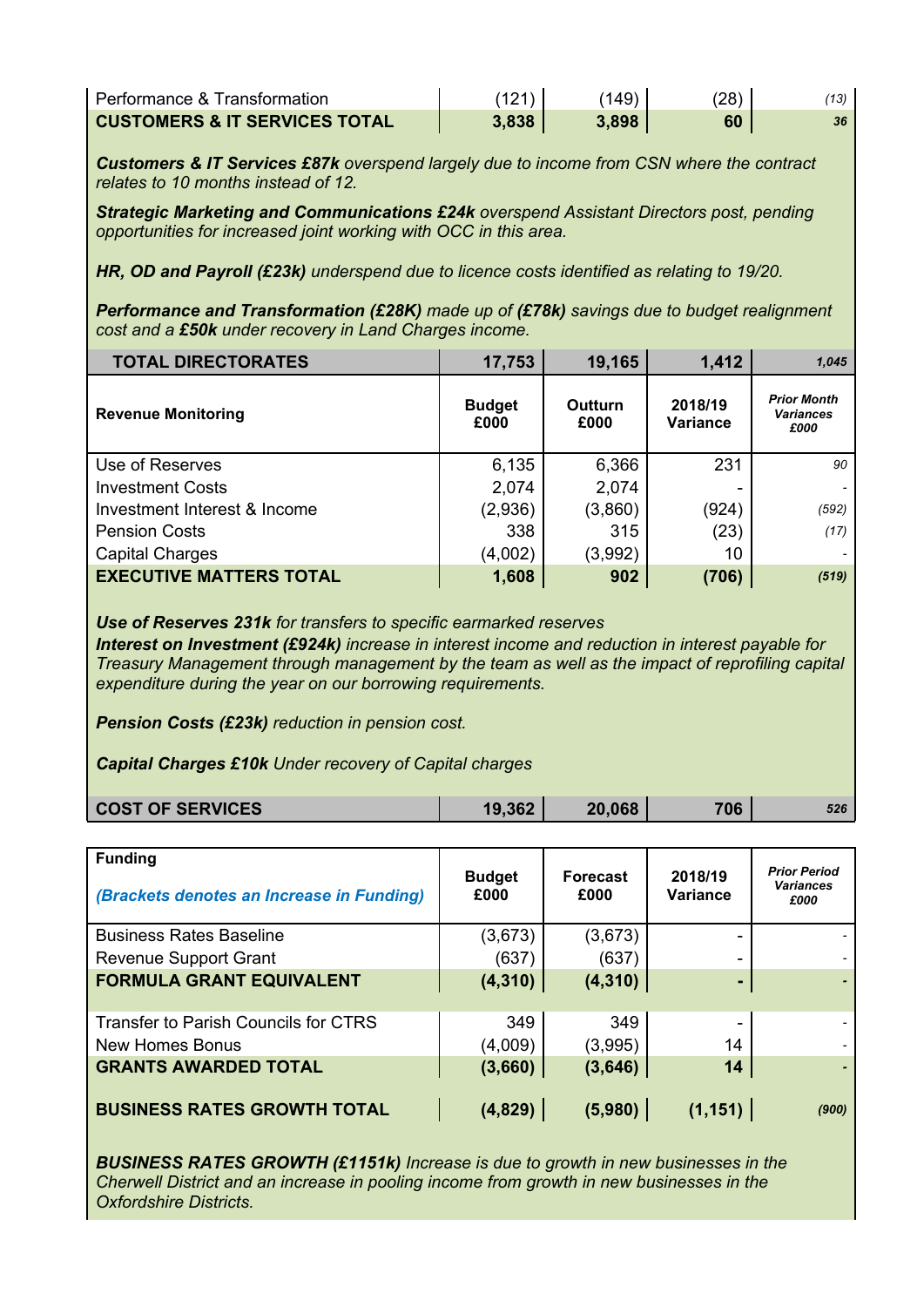| | | | | |
|---|---|---|---|---|
| Performance & Transformation | (121) | (149) | (28) | *(13)* |
| **CUSTOMERS & IT SERVICES TOTAL** | **3,838** | **3,898** | **60** | ***36*** |

***Customers & IT Services £87k*** *overspend largely due to income from CSN where the contract relates to 10 months instead of 12.*

***Strategic Marketing and Communications £24k*** *overspend Assistant Directors post, pending opportunities for increased joint working with OCC in this area.*

***HR, OD and Payroll (£23k)*** *underspend due to licence costs identified as relating to 19/20.*

***Performance and Transformation (£28K)*** *made up of* ***(£78k)*** *savings due to budget realignment cost and a* ***£50k*** *under recovery in Land Charges income.*

| | | | | |
|---|---|---|---|---|
| **TOTAL DIRECTORATES** | **17,753** | **19,165** | **1,412** | ***1,045*** |

| **Revenue Monitoring** | **Budget £000** | **Outturn £000** | **2018/19 Variance** | ***Prior Month Variances £000*** |
|---|---|---|---|---|
| Use of Reserves | 6,135 | 6,366 | 231 | *90* |
| Investment Costs | 2,074 | 2,074 | - | - |
| Investment Interest & Income | (2,936) | (3,860) | (924) | *(592)* |
| Pension Costs | 338 | 315 | (23) | *(17)* |
| Capital Charges | (4,002) | (3,992) | 10 | - |
| **EXECUTIVE MATTERS TOTAL** | **1,608** | **902** | **(706)** | ***(519)*** |

***Use of Reserves 231k*** *for transfers to specific earmarked reserves*
***Interest on Investment (£924k)*** *increase in interest income and reduction in interest payable for Treasury Management through management by the team as well as the impact of reprofiling capital expenditure during the year on our borrowing requirements.*

***Pension Costs (£23k)*** *reduction in pension cost.*

***Capital Charges £10k*** *Under recovery of Capital charges*

| | | | | |
|---|---|---|---|---|
| **COST OF SERVICES** | **19,362** | **20,068** | **706** | ***526*** |

| **Funding** ***(Brackets denotes an Increase in Funding)*** | **Budget £000** | **Forecast £000** | **2018/19 Variance** | ***Prior Period Variances £000*** |
|---|---|---|---|---|
| Business Rates Baseline | (3,673) | (3,673) | - | - |
| Revenue Support Grant | (637) | (637) | - | - |
| **FORMULA GRANT EQUIVALENT** | **(4,310)** | **(4,310)** | **-** | **-** |
| | | | | |
| Transfer to Parish Councils for CTRS | 349 | 349 | - | - |
| New Homes Bonus | (4,009) | (3,995) | 14 | - |
| **GRANTS AWARDED TOTAL** | **(3,660)** | **(3,646)** | **14** | **-** |
| | | | | |
| **BUSINESS RATES GROWTH TOTAL** | **(4,829)** | **(5,980)** | **(1,151)** | ***(900)*** |

***BUSINESS RATES GROWTH (£1151k)*** *Increase is due to growth in new businesses in the Cherwell District and an increase in pooling income from growth in new businesses in the Oxfordshire Districts.*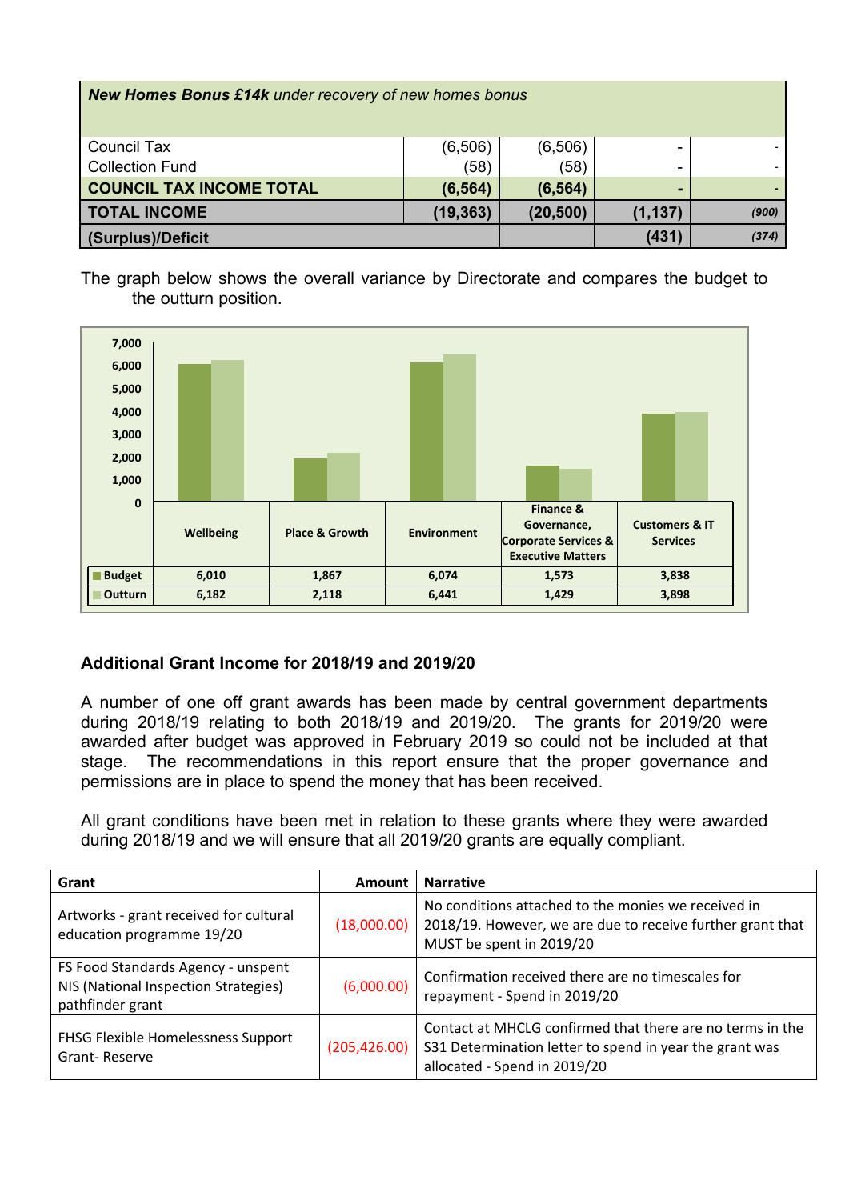| ***New Homes Bonus £14k*** *under recovery of new homes bonus* | | | | |
|---|---|---|---|---|
| Council Tax | (6,506) | (6,506) | - | - |
| Collection Fund | (58) | (58) | - | - |
| **COUNCIL TAX INCOME TOTAL** | **(6,564)** | **(6,564)** | **-** | **-** |
| **TOTAL INCOME** | **(19,363)** | **(20,500)** | **(1,137)** | ***(900)*** |
| **(Surplus)/Deficit** | | | **(431)** | ***(374)*** |

The graph below shows the overall variance by Directorate and compares the budget to the outturn position.

| | Wellbeing | Place & Growth | Environment | Finance & Governance, Corporate Services & Executive Matters | Customers & IT Services |
|---|---|---|---|---|---|
| Budget | 6,010 | 1,867 | 6,074 | 1,573 | 3,838 |
| Outturn | 6,182 | 2,118 | 6,441 | 1,429 | 3,898 |

## Additional Grant Income for 2018/19 and 2019/20

A number of one off grant awards has been made by central government departments during 2018/19 relating to both 2018/19 and 2019/20. The grants for 2019/20 were awarded after budget was approved in February 2019 so could not be included at that stage. The recommendations in this report ensure that the proper governance and permissions are in place to spend the money that has been received.

All grant conditions have been met in relation to these grants where they were awarded during 2018/19 and we will ensure that all 2019/20 grants are equally compliant.

| Grant | Amount | Narrative |
|---|---|---|
| Artworks - grant received for cultural education programme 19/20 | (18,000.00) | No conditions attached to the monies we received in 2018/19. However, we are due to receive further grant that MUST be spent in 2019/20 |
| FS Food Standards Agency - unspent NIS (National Inspection Strategies) pathfinder grant | (6,000.00) | Confirmation received there are no timescales for repayment - Spend in 2019/20 |
| FHSG Flexible Homelessness Support Grant- Reserve | (205,426.00) | Contact at MHCLG confirmed that there are no terms in the S31 Determination letter to spend in year the grant was allocated - Spend in 2019/20 |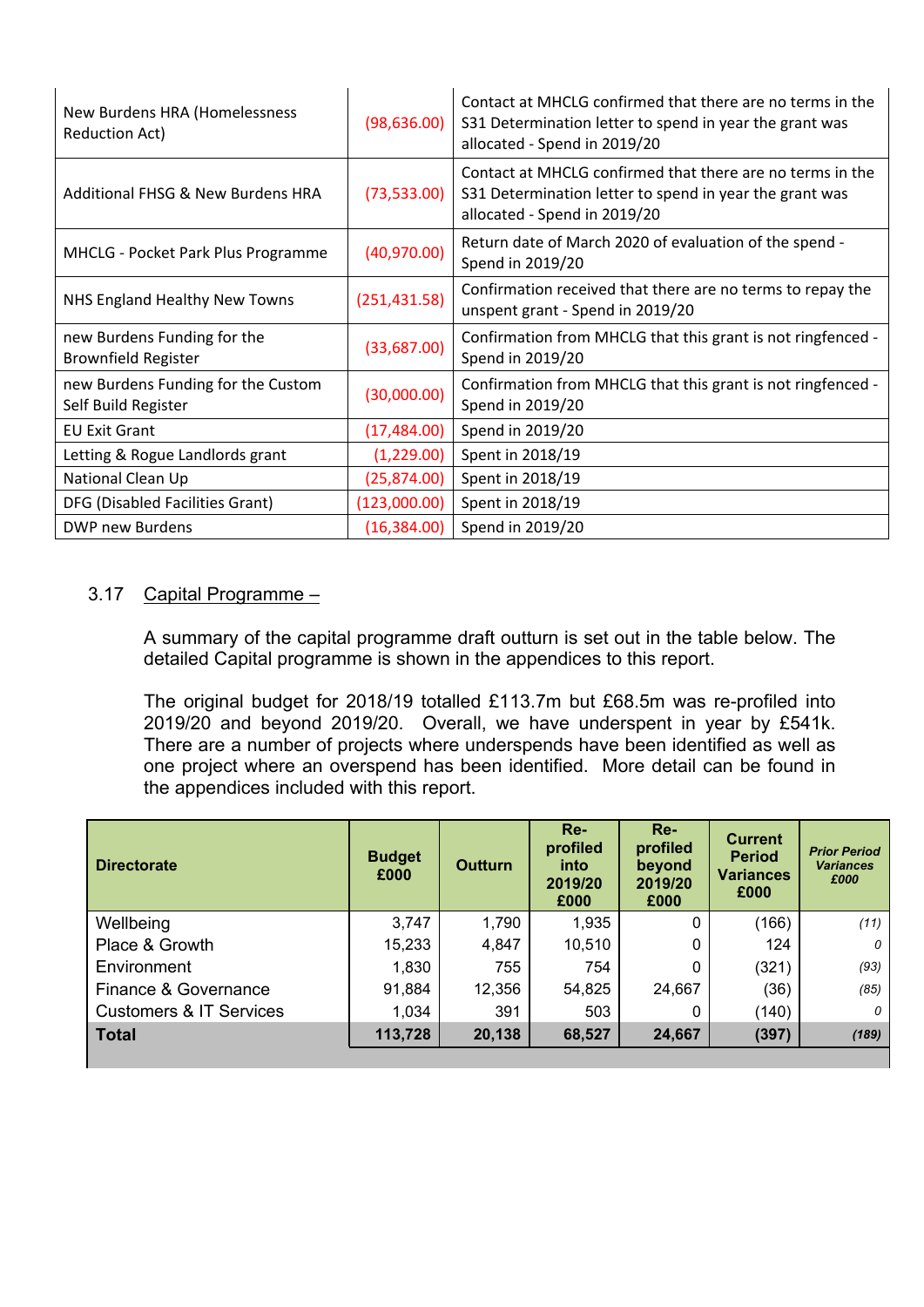| | | |
|---|---|---|
| New Burdens HRA (Homelessness Reduction Act) | (98,636.00) | Contact at MHCLG confirmed that there are no terms in the S31 Determination letter to spend in year the grant was allocated - Spend in 2019/20 |
| Additional FHSG & New Burdens HRA | (73,533.00) | Contact at MHCLG confirmed that there are no terms in the S31 Determination letter to spend in year the grant was allocated - Spend in 2019/20 |
| MHCLG - Pocket Park Plus Programme | (40,970.00) | Return date of March 2020 of evaluation of the spend - Spend in 2019/20 |
| NHS England Healthy New Towns | (251,431.58) | Confirmation received that there are no terms to repay the unspent grant - Spend in 2019/20 |
| new Burdens Funding for the Brownfield Register | (33,687.00) | Confirmation from MHCLG that this grant is not ringfenced - Spend in 2019/20 |
| new Burdens Funding for the Custom Self Build Register | (30,000.00) | Confirmation from MHCLG that this grant is not ringfenced - Spend in 2019/20 |
| EU Exit Grant | (17,484.00) | Spend in 2019/20 |
| Letting & Rogue Landlords grant | (1,229.00) | Spent in 2018/19 |
| National Clean Up | (25,874.00) | Spent in 2018/19 |
| DFG (Disabled Facilities Grant) | (123,000.00) | Spent in 2018/19 |
| DWP new Burdens | (16,384.00) | Spend in 2019/20 |

3.17 Capital Programme –

A summary of the capital programme draft outturn is set out in the table below. The detailed Capital programme is shown in the appendices to this report.

The original budget for 2018/19 totalled £113.7m but £68.5m was re-profiled into 2019/20 and beyond 2019/20. Overall, we have underspent in year by £541k. There are a number of projects where underspends have been identified as well as one project where an overspend has been identified. More detail can be found in the appendices included with this report.

| Directorate | Budget £000 | Outturn | Re-profiled into 2019/20 £000 | Re-profiled beyond 2019/20 £000 | Current Period Variances £000 | *Prior Period Variances £000* |
|---|---|---|---|---|---|---|
| Wellbeing | 3,747 | 1,790 | 1,935 | 0 | (166) | *(11)* |
| Place & Growth | 15,233 | 4,847 | 10,510 | 0 | 124 | *0* |
| Environment | 1,830 | 755 | 754 | 0 | (321) | *(93)* |
| Finance & Governance | 91,884 | 12,356 | 54,825 | 24,667 | (36) | *(85)* |
| Customers & IT Services | 1,034 | 391 | 503 | 0 | (140) | *0* |
| **Total** | **113,728** | **20,138** | **68,527** | **24,667** | **(397)** | ***(189)*** |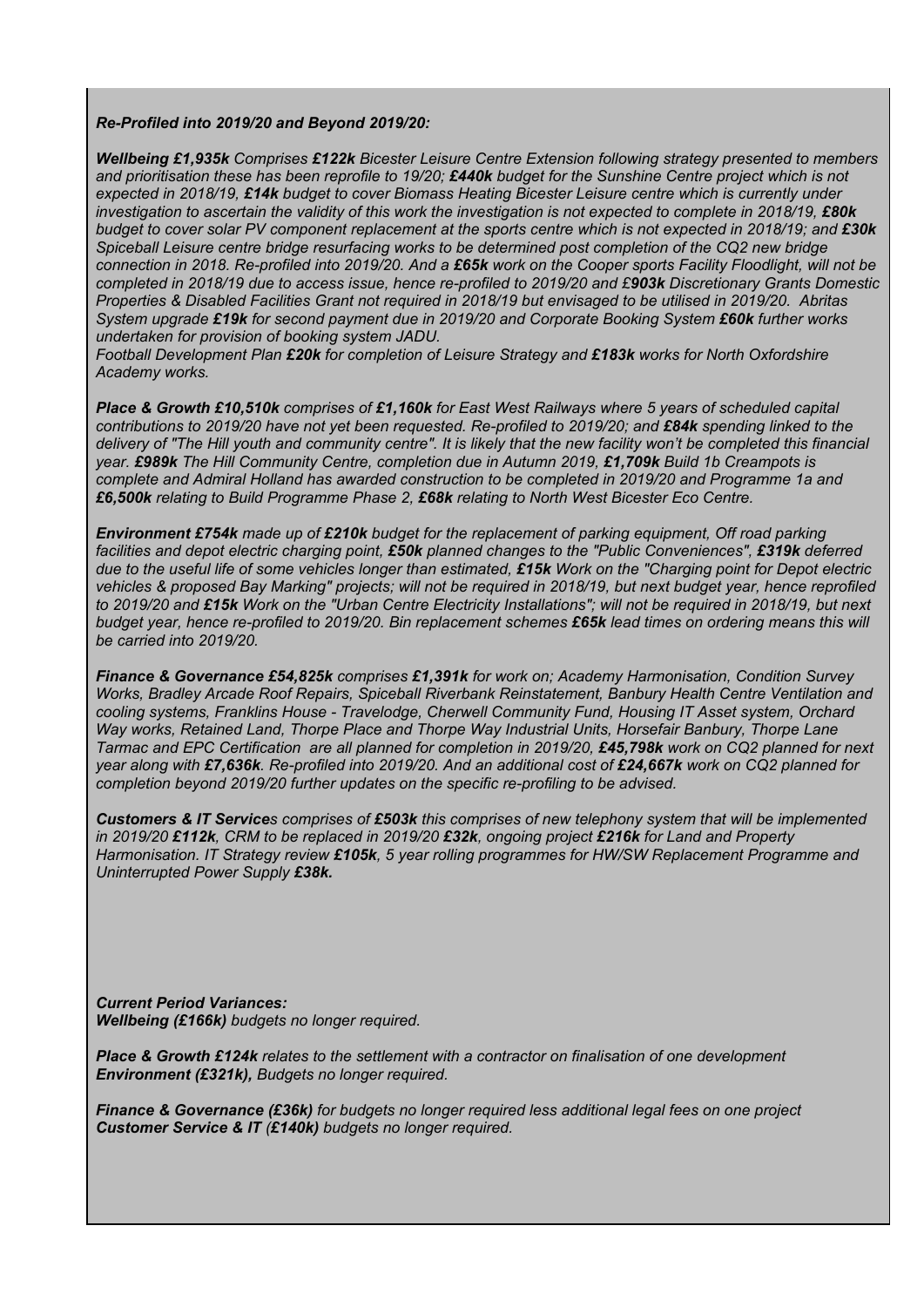***Re-Profiled into 2019/20 and Beyond 2019/20:***

***Wellbeing £1,935k*** *Comprises* ***£122k*** *Bicester Leisure Centre Extension following strategy presented to members and prioritisation these has been reprofile to 19/20;* ***£440k*** *budget for the Sunshine Centre project which is not expected in 2018/19,* ***£14k*** *budget to cover Biomass Heating Bicester Leisure centre which is currently under investigation to ascertain the validity of this work the investigation is not expected to complete in 2018/19,* ***£80k*** *budget to cover solar PV component replacement at the sports centre which is not expected in 2018/19; and* ***£30k*** *Spiceball Leisure centre bridge resurfacing works to be determined post completion of the CQ2 new bridge connection in 2018. Re-profiled into 2019/20. And a* ***£65k*** *work on the Cooper sports Facility Floodlight, will not be completed in 2018/19 due to access issue, hence re-profiled to 2019/20 and £****903k*** *Discretionary Grants Domestic Properties & Disabled Facilities Grant not required in 2018/19 but envisaged to be utilised in 2019/20. Abritas System upgrade* ***£19k*** *for second payment due in 2019/20 and Corporate Booking System* ***£60k*** *further works undertaken for provision of booking system JADU.*
*Football Development Plan* ***£20k*** *for completion of Leisure Strategy and* ***£183k*** *works for North Oxfordshire Academy works.*

***Place & Growth £10,510k*** *comprises of* ***£1,160k*** *for East West Railways where 5 years of scheduled capital contributions to 2019/20 have not yet been requested. Re-profiled to 2019/20; and* ***£84k*** *spending linked to the delivery of "The Hill youth and community centre". It is likely that the new facility won't be completed this financial year.* ***£989k*** *The Hill Community Centre, completion due in Autumn 2019,* ***£1,709k*** *Build 1b Creampots is complete and Admiral Holland has awarded construction to be completed in 2019/20 and Programme 1a and* ***£6,500k*** *relating to Build Programme Phase 2,* ***£68k*** *relating to North West Bicester Eco Centre.*

***Environment £754k*** *made up of* ***£210k*** *budget for the replacement of parking equipment, Off road parking facilities and depot electric charging point,* ***£50k*** *planned changes to the "Public Conveniences",* ***£319k*** *deferred due to the useful life of some vehicles longer than estimated,* ***£15k*** *Work on the "Charging point for Depot electric vehicles & proposed Bay Marking" projects; will not be required in 2018/19, but next budget year, hence reprofiled to 2019/20 and* ***£15k*** *Work on the "Urban Centre Electricity Installations"; will not be required in 2018/19, but next budget year, hence re-profiled to 2019/20. Bin replacement schemes* ***£65k*** *lead times on ordering means this will be carried into 2019/20.*

***Finance & Governance £54,825k*** *comprises* ***£1,391k*** *for work on; Academy Harmonisation, Condition Survey Works, Bradley Arcade Roof Repairs, Spiceball Riverbank Reinstatement, Banbury Health Centre Ventilation and cooling systems, Franklins House - Travelodge, Cherwell Community Fund, Housing IT Asset system, Orchard Way works, Retained Land, Thorpe Place and Thorpe Way Industrial Units, Horsefair Banbury, Thorpe Lane Tarmac and EPC Certification are all planned for completion in 2019/20,* ***£45,798k*** *work on CQ2 planned for next year along with* ***£7,636k****. Re-profiled into 2019/20. And an additional cost of* ***£24,667k*** *work on CQ2 planned for completion beyond 2019/20 further updates on the specific re-profiling to be advised.*

***Customers & IT Services*** *comprises of* ***£503k*** *this comprises of new telephony system that will be implemented in 2019/20* ***£112k****, CRM to be replaced in 2019/20* ***£32k****, ongoing project* ***£216k*** *for Land and Property Harmonisation. IT Strategy review* ***£105k****, 5 year rolling programmes for HW/SW Replacement Programme and Uninterrupted Power Supply* ***£38k.***

***Current Period Variances:***
***Wellbeing (£166k)*** *budgets no longer required.*

***Place & Growth £124k*** *relates to the settlement with a contractor on finalisation of one development*
***Environment (£321k),*** *Budgets no longer required.*

***Finance & Governance (£36k)*** *for budgets no longer required less additional legal fees on one project*
***Customer Service & IT (£140k)*** *budgets no longer required.*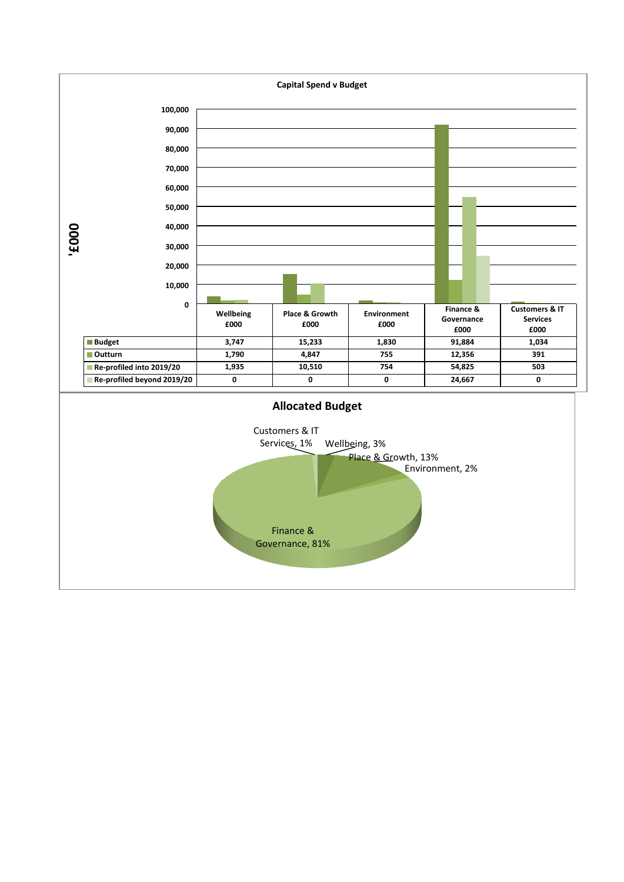**Capital Spend v Budget**

| | Wellbeing £000 | Place & Growth £000 | Environment £000 | Finance & Governance £000 | Customers & IT Services £000 |
|---|---|---|---|---|---|
| Budget | 3,747 | 15,233 | 1,830 | 91,884 | 1,034 |
| Outturn | 1,790 | 4,847 | 755 | 12,356 | 391 |
| Re-profiled into 2019/20 | 1,935 | 10,510 | 754 | 54,825 | 503 |
| Re-profiled beyond 2019/20 | 0 | 0 | 0 | 24,667 | 0 |

**Allocated Budget**

- Customers & IT Services, 1%
- Wellbeing, 3%
- Place & Growth, 13%
- Environment, 2%
- Finance & Governance, 81%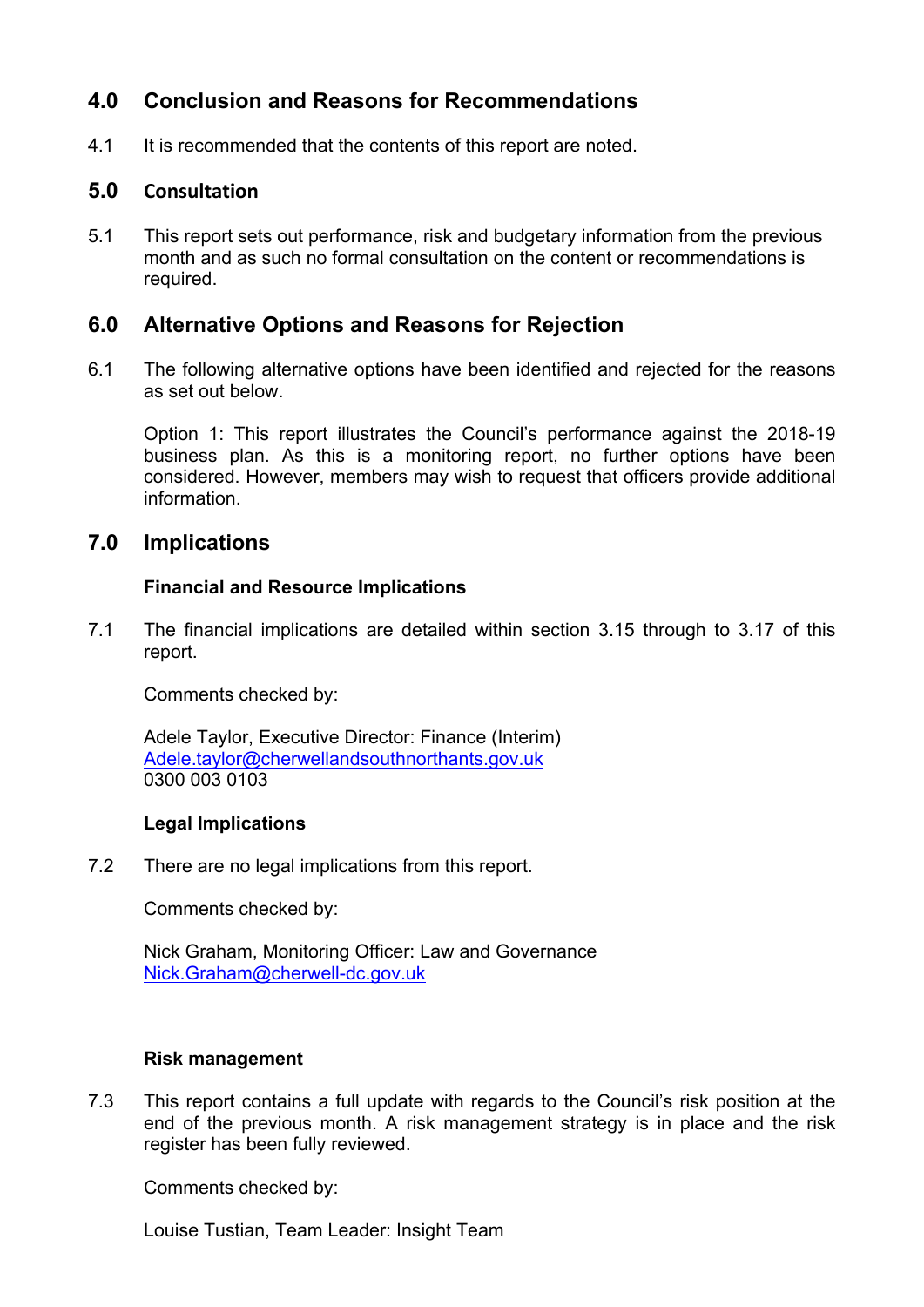## 4.0 Conclusion and Reasons for Recommendations

4.1 It is recommended that the contents of this report are noted.

## 5.0 Consultation

5.1 This report sets out performance, risk and budgetary information from the previous month and as such no formal consultation on the content or recommendations is required.

## 6.0 Alternative Options and Reasons for Rejection

6.1 The following alternative options have been identified and rejected for the reasons as set out below.

Option 1: This report illustrates the Council's performance against the 2018-19 business plan. As this is a monitoring report, no further options have been considered. However, members may wish to request that officers provide additional information.

## 7.0 Implications

**Financial and Resource Implications**

7.1 The financial implications are detailed within section 3.15 through to 3.17 of this report.

Comments checked by:

Adele Taylor, Executive Director: Finance (Interim)
Adele.taylor@cherwellandsouthnorthants.gov.uk
0300 003 0103

**Legal Implications**

7.2 There are no legal implications from this report.

Comments checked by:

Nick Graham, Monitoring Officer: Law and Governance
Nick.Graham@cherwell-dc.gov.uk

**Risk management**

7.3 This report contains a full update with regards to the Council's risk position at the end of the previous month. A risk management strategy is in place and the risk register has been fully reviewed.

Comments checked by:

Louise Tustian, Team Leader: Insight Team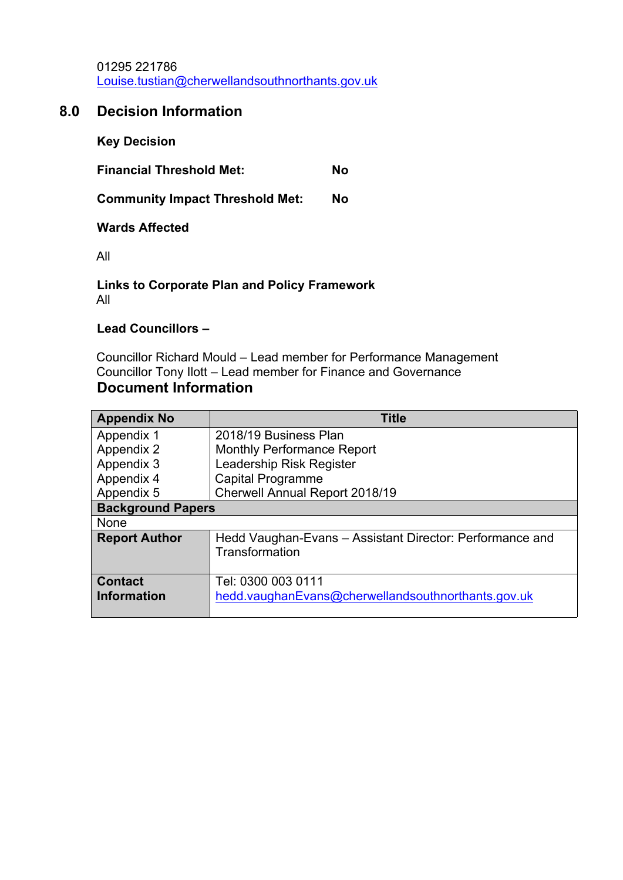01295 221786
Louise.tustian@cherwellandsouthnorthants.gov.uk

## 8.0 Decision Information

**Key Decision**

**Financial Threshold Met:** **No**

**Community Impact Threshold Met:** **No**

**Wards Affected**

All

**Links to Corporate Plan and Policy Framework**
All

**Lead Councillors –**

Councillor Richard Mould – Lead member for Performance Management
Councillor Tony Ilott – Lead member for Finance and Governance

## Document Information

| Appendix No | Title |
|---|---|
| Appendix 1<br>Appendix 2<br>Appendix 3<br>Appendix 4<br>Appendix 5 | 2018/19 Business Plan<br>Monthly Performance Report<br>Leadership Risk Register<br>Capital Programme<br>Cherwell Annual Report 2018/19 |
| **Background Papers** | |
| None | |
| **Report Author** | Hedd Vaughan-Evans – Assistant Director: Performance and Transformation |
| **Contact Information** | Tel: 0300 003 0111<br>hedd.vaughanEvans@cherwellandsouthnorthants.gov.uk |